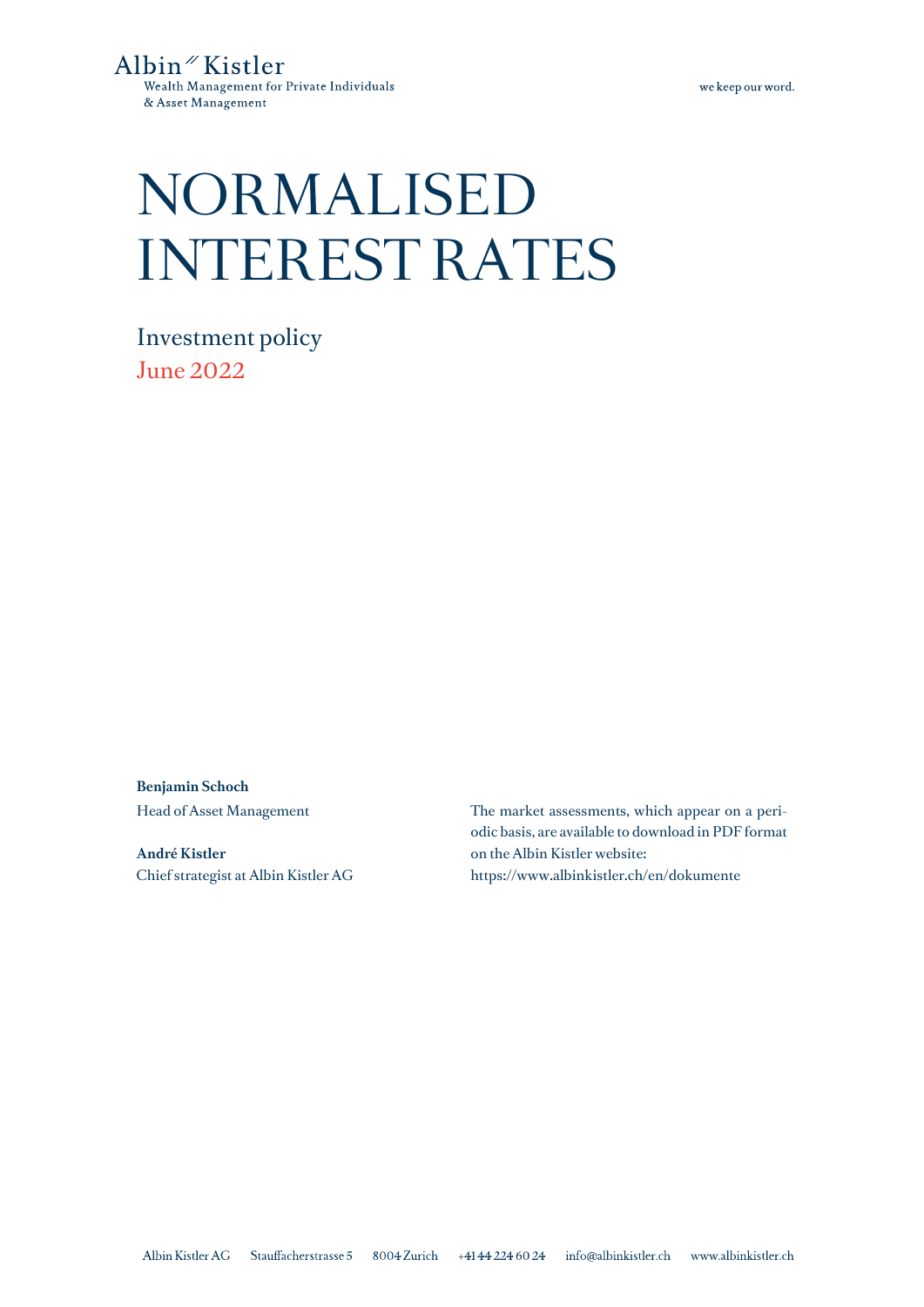Albin Kistler
Wealth Management for Private Individuals
& Asset Management

we keep our word.

# NORMALISED INTEREST RATES

Investment policy
June 2022

**Benjamin Schoch**
Head of Asset Management

**André Kistler**
Chief strategist at Albin Kistler AG

The market assessments, which appear on a periodic basis, are available to download in PDF format on the Albin Kistler website:
https://www.albinkistler.ch/en/dokumente

Albin Kistler AG Stauffacherstrasse 5 8004 Zurich +41 44 224 60 24 info@albinkistler.ch www.albinkistler.ch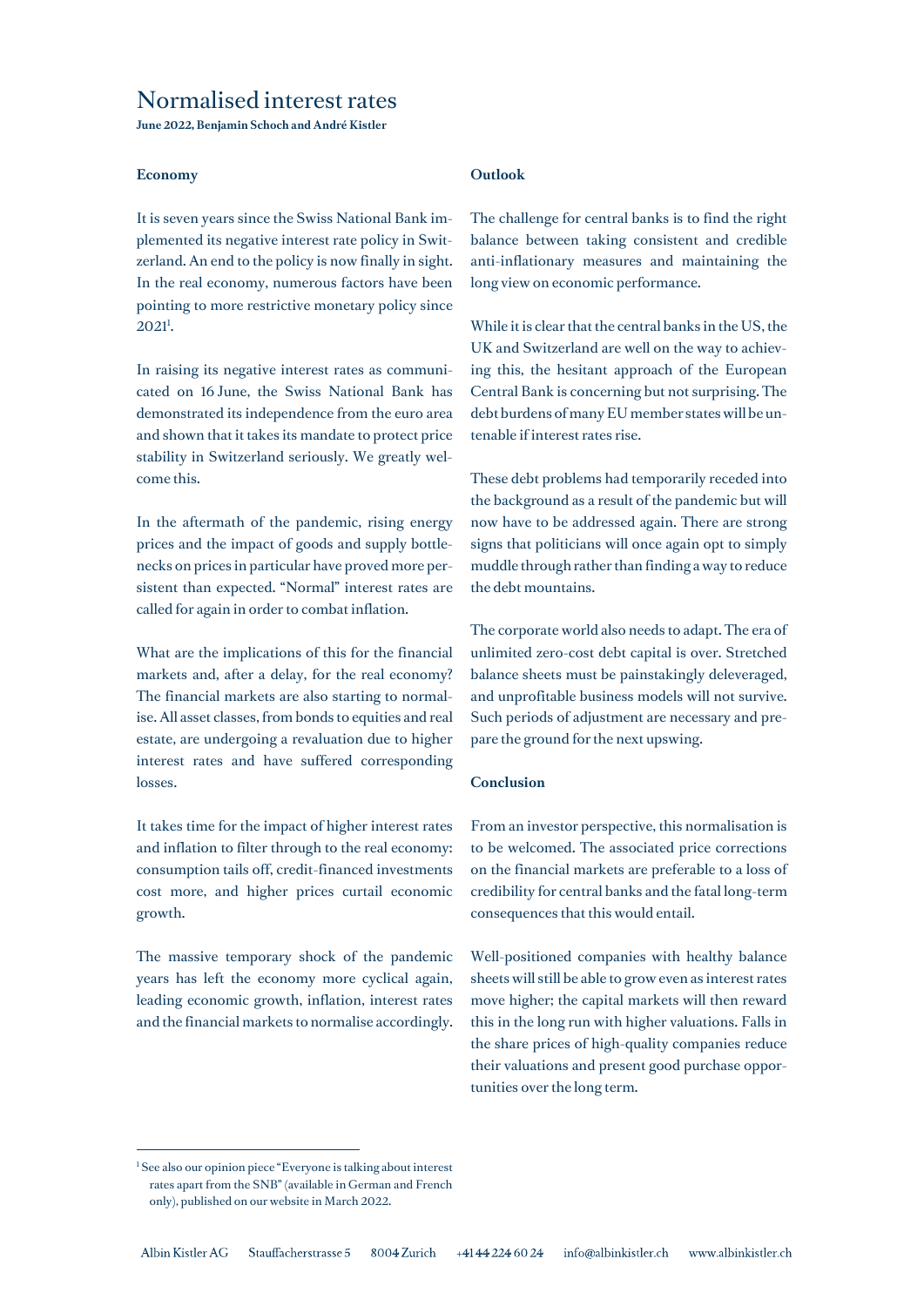# Normalised interest rates

**June 2022, Benjamin Schoch and André Kistler**

### Economy

It is seven years since the Swiss National Bank implemented its negative interest rate policy in Switzerland. An end to the policy is now finally in sight. In the real economy, numerous factors have been pointing to more restrictive monetary policy since 2021[1].

In raising its negative interest rates as communicated on 16 June, the Swiss National Bank has demonstrated its independence from the euro area and shown that it takes its mandate to protect price stability in Switzerland seriously. We greatly welcome this.

In the aftermath of the pandemic, rising energy prices and the impact of goods and supply bottlenecks on prices in particular have proved more persistent than expected. "Normal" interest rates are called for again in order to combat inflation.

What are the implications of this for the financial markets and, after a delay, for the real economy? The financial markets are also starting to normalise. All asset classes, from bonds to equities and real estate, are undergoing a revaluation due to higher interest rates and have suffered corresponding losses.

It takes time for the impact of higher interest rates and inflation to filter through to the real economy: consumption tails off, credit-financed investments cost more, and higher prices curtail economic growth.

The massive temporary shock of the pandemic years has left the economy more cyclical again, leading economic growth, inflation, interest rates and the financial markets to normalise accordingly.

### Outlook

The challenge for central banks is to find the right balance between taking consistent and credible anti-inflationary measures and maintaining the long view on economic performance.

While it is clear that the central banks in the US, the UK and Switzerland are well on the way to achieving this, the hesitant approach of the European Central Bank is concerning but not surprising. The debt burdens of many EU member states will be untenable if interest rates rise.

These debt problems had temporarily receded into the background as a result of the pandemic but will now have to be addressed again. There are strong signs that politicians will once again opt to simply muddle through rather than finding a way to reduce the debt mountains.

The corporate world also needs to adapt. The era of unlimited zero-cost debt capital is over. Stretched balance sheets must be painstakingly deleveraged, and unprofitable business models will not survive. Such periods of adjustment are necessary and prepare the ground for the next upswing.

### Conclusion

From an investor perspective, this normalisation is to be welcomed. The associated price corrections on the financial markets are preferable to a loss of credibility for central banks and the fatal long-term consequences that this would entail.

Well-positioned companies with healthy balance sheets will still be able to grow even as interest rates move higher; the capital markets will then reward this in the long run with higher valuations. Falls in the share prices of high-quality companies reduce their valuations and present good purchase opportunities over the long term.

---

[1] See also our opinion piece "Everyone is talking about interest rates apart from the SNB" (available in German and French only), published on our website in March 2022.

Albin Kistler AG Stauffacherstrasse 5 8004 Zurich +41 44 224 60 24 info@albinkistler.ch www.albinkistler.ch